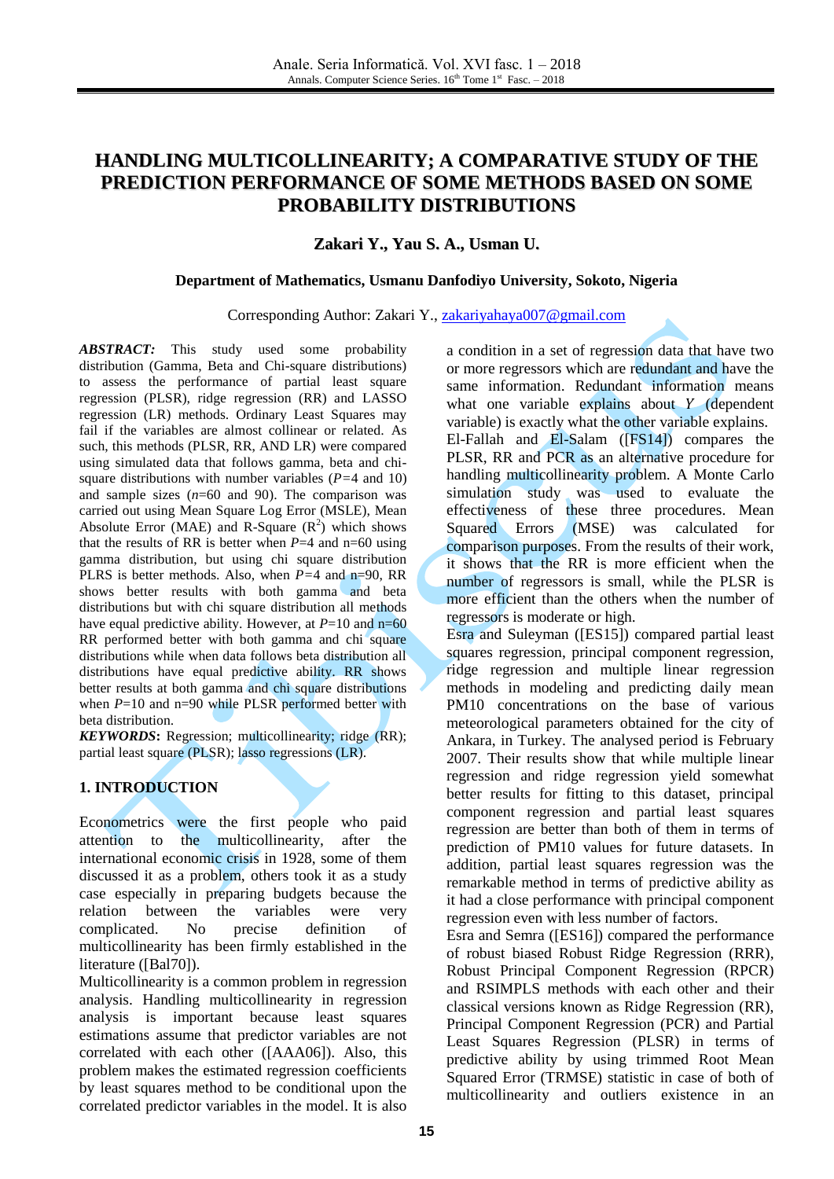# HANDLING MULTICOLLINEARITY; A COMPARATIVE STUDY OF THE PREDICTION PERFORMANCE OF SOME METHODS BASED ON SOME PROBABILITY DISTRIBUTIONS

**Zakari Y., Yau S. A., Usman U.**

**Department of Mathematics, Usmanu Danfodiyo University, Sokoto, Nigeria**

Corresponding Author: Zakari Y., zakariyahaya007@gmail.com

***ABSTRACT:*** This study used some probability distribution (Gamma, Beta and Chi-square distributions) to assess the performance of partial least square regression (PLSR), ridge regression (RR) and LASSO regression (LR) methods. Ordinary Least Squares may fail if the variables are almost collinear or related. As such, this methods (PLSR, RR, AND LR) were compared using simulated data that follows gamma, beta and chi-square distributions with number variables ($P$=4 and 10) and sample sizes ($n$=60 and 90). The comparison was carried out using Mean Square Log Error (MSLE), Mean Absolute Error (MAE) and R-Square ($R^2$) which shows that the results of RR is better when $P$=4 and n=60 using gamma distribution, but using chi square distribution PLRS is better methods. Also, when $P$=4 and n=90, RR shows better results with both gamma and beta distributions but with chi square distribution all methods have equal predictive ability. However, at $P$=10 and n=60 RR performed better with both gamma and chi square distributions while when data follows beta distribution all distributions have equal predictive ability. RR shows better results at both gamma and chi square distributions when $P$=10 and n=90 while PLSR performed better with beta distribution.

***KEYWORDS*:** Regression; multicollinearity; ridge (RR); partial least square (PLSR); lasso regressions (LR).

## 1. INTRODUCTION

Econometrics were the first people who paid attention to the multicollinearity, after the international economic crisis in 1928, some of them discussed it as a problem, others took it as a study case especially in preparing budgets because the relation between the variables were very complicated. No precise definition of multicollinearity has been firmly established in the literature ([Bal70]).

Multicollinearity is a common problem in regression analysis. Handling multicollinearity in regression analysis is important because least squares estimations assume that predictor variables are not correlated with each other ([AAA06]). Also, this problem makes the estimated regression coefficients by least squares method to be conditional upon the correlated predictor variables in the model. It is also a condition in a set of regression data that have two or more regressors which are redundant and have the same information. Redundant information means what one variable explains about $Y$ (dependent variable) is exactly what the other variable explains.

El-Fallah and El-Salam ([FS14]) compares the PLSR, RR and PCR as an alternative procedure for handling multicollinearity problem. A Monte Carlo simulation study was used to evaluate the effectiveness of these three procedures. Mean Squared Errors (MSE) was calculated for comparison purposes. From the results of their work, it shows that the RR is more efficient when the number of regressors is small, while the PLSR is more efficient than the others when the number of regressors is moderate or high.

Esra and Suleyman ([ES15]) compared partial least squares regression, principal component regression, ridge regression and multiple linear regression methods in modeling and predicting daily mean PM10 concentrations on the base of various meteorological parameters obtained for the city of Ankara, in Turkey. The analysed period is February 2007. Their results show that while multiple linear regression and ridge regression yield somewhat better results for fitting to this dataset, principal component regression and partial least squares regression are better than both of them in terms of prediction of PM10 values for future datasets. In addition, partial least squares regression was the remarkable method in terms of predictive ability as it had a close performance with principal component regression even with less number of factors.

Esra and Semra ([ES16]) compared the performance of robust biased Robust Ridge Regression (RRR), Robust Principal Component Regression (RPCR) and RSIMPLS methods with each other and their classical versions known as Ridge Regression (RR), Principal Component Regression (PCR) and Partial Least Squares Regression (PLSR) in terms of predictive ability by using trimmed Root Mean Squared Error (TRMSE) statistic in case of both of multicollinearity and outliers existence in an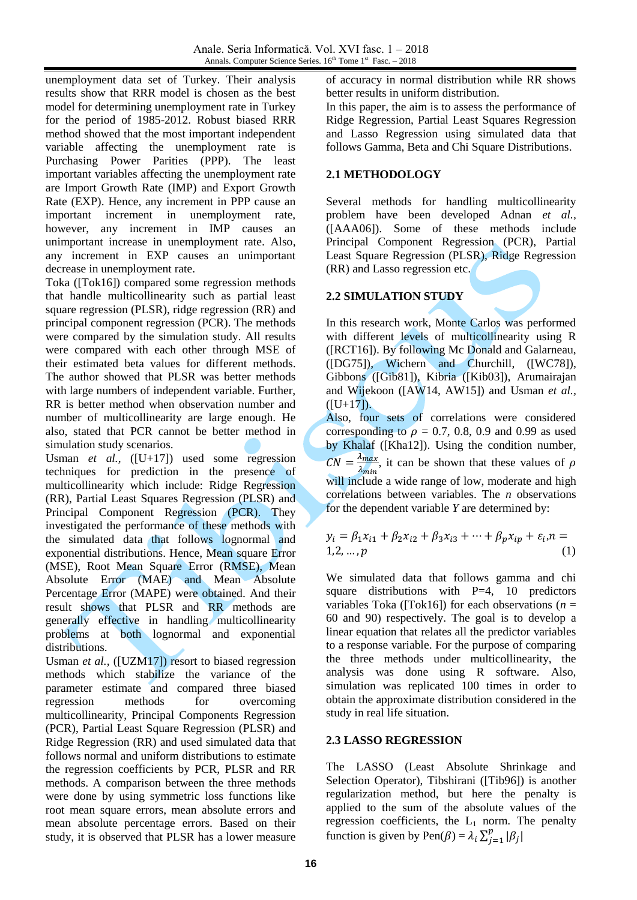unemployment data set of Turkey. Their analysis results show that RRR model is chosen as the best model for determining unemployment rate in Turkey for the period of 1985-2012. Robust biased RRR method showed that the most important independent variable affecting the unemployment rate is Purchasing Power Parities (PPP). The least important variables affecting the unemployment rate are Import Growth Rate (IMP) and Export Growth Rate (EXP). Hence, any increment in PPP cause an important increment in unemployment rate, however, any increment in IMP causes an unimportant increase in unemployment rate. Also, any increment in EXP causes an unimportant decrease in unemployment rate.

Toka ([Tok16]) compared some regression methods that handle multicollinearity such as partial least square regression (PLSR), ridge regression (RR) and principal component regression (PCR). The methods were compared by the simulation study. All results were compared with each other through MSE of their estimated beta values for different methods. The author showed that PLSR was better methods with large numbers of independent variable. Further, RR is better method when observation number and number of multicollinearity are large enough. He also, stated that PCR cannot be better method in simulation study scenarios.

Usman *et al.*, ([U+17]) used some regression techniques for prediction in the presence of multicollinearity which include: Ridge Regression (RR), Partial Least Squares Regression (PLSR) and Principal Component Regression (PCR). They investigated the performance of these methods with the simulated data that follows lognormal and exponential distributions. Hence, Mean square Error (MSE), Root Mean Square Error (RMSE), Mean Absolute Error (MAE) and Mean Absolute Percentage Error (MAPE) were obtained. And their result shows that PLSR and RR methods are generally effective in handling multicollinearity problems at both lognormal and exponential distributions.

Usman *et al.*, ([UZM17]) resort to biased regression methods which stabilize the variance of the parameter estimate and compared three biased regression methods for overcoming multicollinearity, Principal Components Regression (PCR), Partial Least Square Regression (PLSR) and Ridge Regression (RR) and used simulated data that follows normal and uniform distributions to estimate the regression coefficients by PCR, PLSR and RR methods. A comparison between the three methods were done by using symmetric loss functions like root mean square errors, mean absolute errors and mean absolute percentage errors. Based on their study, it is observed that PLSR has a lower measure of accuracy in normal distribution while RR shows better results in uniform distribution.

In this paper, the aim is to assess the performance of Ridge Regression, Partial Least Squares Regression and Lasso Regression using simulated data that follows Gamma, Beta and Chi Square Distributions.

## 2.1 METHODOLOGY

Several methods for handling multicollinearity problem have been developed Adnan *et al.*, ([AAA06]). Some of these methods include Principal Component Regression (PCR), Partial Least Square Regression (PLSR), Ridge Regression (RR) and Lasso regression etc.

## 2.2 SIMULATION STUDY

In this research work, Monte Carlos was performed with different levels of multicollinearity using R ([RCT16]). By following Mc Donald and Galarneau, ([DG75]), Wichern and Churchill, ([WC78]), Gibbons ([Gib81]), Kibria ([Kib03]), Arumairajan and Wijekoon ([AW14, AW15]) and Usman *et al.*, ([U+17]).

Also, four sets of correlations were considered corresponding to $\rho$ = 0.7, 0.8, 0.9 and 0.99 as used by Khalaf ([Kha12]). Using the condition number, $CN = \frac{\lambda_{max}}{\lambda_{min}}$, it can be shown that these values of $\rho$ will include a wide range of low, moderate and high correlations between variables. The $n$ observations for the dependent variable $Y$ are determined by:

$$y_i = \beta_1 x_{i1} + \beta_2 x_{i2} + \beta_3 x_{i3} + \cdots + \beta_p x_{ip} + \varepsilon_i, n = 1,2,\ldots,p \quad (1)$$

We simulated data that follows gamma and chi square distributions with P=4, 10 predictors variables Toka ([Tok16]) for each observations ($n$ = 60 and 90) respectively. The goal is to develop a linear equation that relates all the predictor variables to a response variable. For the purpose of comparing the three methods under multicollinearity, the analysis was done using R software. Also, simulation was replicated 100 times in order to obtain the approximate distribution considered in the study in real life situation.

## 2.3 LASSO REGRESSION

The LASSO (Least Absolute Shrinkage and Selection Operator), Tibshirani ([Tib96]) is another regularization method, but here the penalty is applied to the sum of the absolute values of the regression coefficients, the $L_1$ norm. The penalty function is given by $\text{Pen}(\beta) = \lambda_i \sum_{j=1}^{p} |\beta_j|$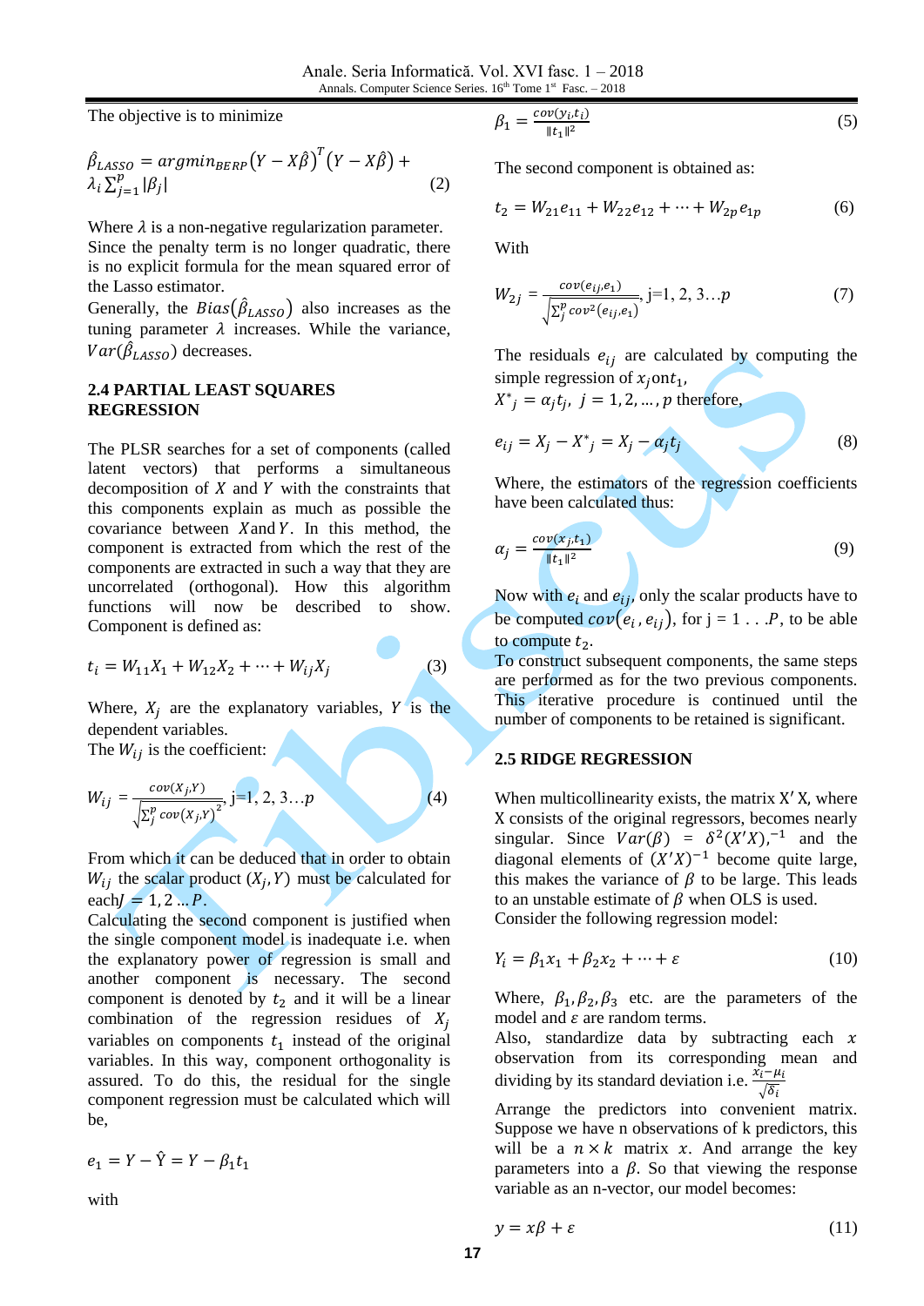The objective is to minimize

$$\hat{\beta}_{LASSO} = argmin_{BERP}\left(Y - X\hat{\beta}\right)^T\left(Y - X\hat{\beta}\right) + \lambda_i \sum_{j=1}^{p} |\beta_j| \quad (2)$$

Where $\lambda$ is a non-negative regularization parameter. Since the penalty term is no longer quadratic, there is no explicit formula for the mean squared error of the Lasso estimator.

Generally, the $Bias(\hat{\beta}_{LASSO})$ also increases as the tuning parameter $\lambda$ increases. While the variance, $Var(\hat{\beta}_{LASSO})$ decreases.

### 2.4 PARTIAL LEAST SQUARES REGRESSION

The PLSR searches for a set of components (called latent vectors) that performs a simultaneous decomposition of $X$ and $Y$ with the constraints that this components explain as much as possible the covariance between $X$ and $Y$. In this method, the component is extracted from which the rest of the components are extracted in such a way that they are uncorrelated (orthogonal). How this algorithm functions will now be described to show. Component is defined as:

$$t_i = W_{11}X_1 + W_{12}X_2 + \cdots + W_{ij}X_j \quad (3)$$

Where, $X_j$ are the explanatory variables, $Y$ is the dependent variables.

The $W_{ij}$ is the coefficient:

$$W_{ij} = \frac{cov(X_j, Y)}{\sqrt{\sum_j^p cov(X_j, Y)^2}}, \text{ j=1, 2, 3…}p \quad (4)$$

From which it can be deduced that in order to obtain $W_{ij}$ the scalar product $(X_j, Y)$ must be calculated for each $J = 1, 2 \ldots P$.

Calculating the second component is justified when the single component model is inadequate i.e. when the explanatory power of regression is small and another component is necessary. The second component is denoted by $t_2$ and it will be a linear combination of the regression residues of $X_j$ variables on components $t_1$ instead of the original variables. In this way, component orthogonality is assured. To do this, the residual for the single component regression must be calculated which will be,

$$e_1 = Y - \hat{Y} = Y - \beta_1 t_1$$

with

$$\beta_1 = \frac{cov(y_i, t_i)}{\|t_1\|^2} \quad (5)$$

The second component is obtained as:

$$t_2 = W_{21}e_{11} + W_{22}e_{12} + \cdots + W_{2p}e_{1p} \quad (6)$$

With

$$W_{2j} = \frac{cov(e_{ij}, e_1)}{\sqrt{\sum_j^p cov^2(e_{ij}, e_1)}}, \text{ j=1, 2, 3…}p \quad (7)$$

The residuals $e_{ij}$ are calculated by computing the simple regression of $x_j$ on $t_1$, $X^*_j = \alpha_j t_j,\ j = 1, 2, \ldots, p$ therefore,

$$e_{ij} = X_j - X^*_j = X_j - \alpha_j t_j \quad (8)$$

Where, the estimators of the regression coefficients have been calculated thus:

$$\alpha_j = \frac{cov(x_j, t_1)}{\|t_1\|^2} \quad (9)$$

Now with $e_i$ and $e_{ij}$, only the scalar products have to be computed $cov(e_i, e_{ij})$, for j = 1 . . .$P$, to be able to compute $t_2$.

To construct subsequent components, the same steps are performed as for the two previous components. This iterative procedure is continued until the number of components to be retained is significant.

### 2.5 RIDGE REGRESSION

When multicollinearity exists, the matrix X′X, where X consists of the original regressors, becomes nearly singular. Since $Var(\beta) = \delta^2(X'X)^{-1}$, and the diagonal elements of $(X'X)^{-1}$ become quite large, this makes the variance of $\beta$ to be large. This leads to an unstable estimate of $\beta$ when OLS is used. Consider the following regression model:

$$Y_i = \beta_1 x_1 + \beta_2 x_2 + \cdots + \varepsilon \quad (10)$$

Where, $\beta_1, \beta_2, \beta_3$ etc. are the parameters of the model and $\varepsilon$ are random terms.

Also, standardize data by subtracting each $x$ observation from its corresponding mean and dividing by its standard deviation i.e. $\frac{x_i - \mu_i}{\sqrt{\delta_i}}$

Arrange the predictors into convenient matrix. Suppose we have n observations of k predictors, this will be a $n \times k$ matrix $x$. And arrange the key parameters into a $\beta$. So that viewing the response variable as an n-vector, our model becomes:

$$y = x\beta + \varepsilon \quad (11)$$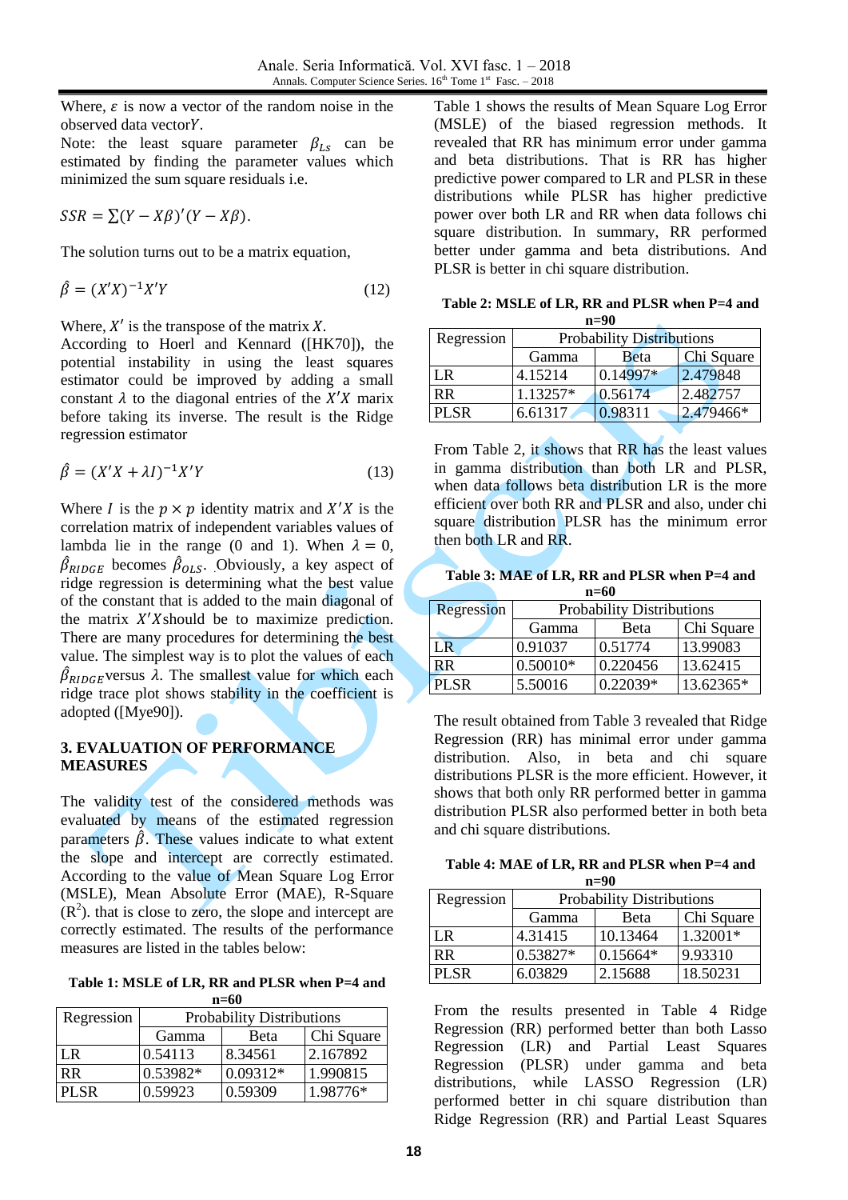Where, $\varepsilon$ is now a vector of the random noise in the observed data vector $Y$.

Note: the least square parameter $\beta_{LS}$ can be estimated by finding the parameter values which minimized the sum square residuals i.e.

$$SSR = \sum (Y - X\beta)'(Y - X\beta).$$

The solution turns out to be a matrix equation,

$$\hat{\beta} = (X'X)^{-1}X'Y \tag{12}$$

Where, $X'$ is the transpose of the matrix $X$.

According to Hoerl and Kennard ([HK70]), the potential instability in using the least squares estimator could be improved by adding a small constant $\lambda$ to the diagonal entries of the $X'X$ marix before taking its inverse. The result is the Ridge regression estimator

$$\hat{\beta} = (X'X + \lambda I)^{-1}X'Y \tag{13}$$

Where $I$ is the $p \times p$ identity matrix and $X'X$ is the correlation matrix of independent variables values of lambda lie in the range (0 and 1). When $\lambda = 0$, $\hat{\beta}_{RIDGE}$ becomes $\hat{\beta}_{OLS}$. Obviously, a key aspect of ridge regression is determining what the best value of the constant that is added to the main diagonal of the matrix $X'X$should be to maximize prediction. There are many procedures for determining the best value. The simplest way is to plot the values of each $\hat{\beta}_{RIDGE}$versus $\lambda$. The smallest value for which each ridge trace plot shows stability in the coefficient is adopted ([Mye90]).

## 3. EVALUATION OF PERFORMANCE MEASURES

The validity test of the considered methods was evaluated by means of the estimated regression parameters $\hat{\beta}$. These values indicate to what extent the slope and intercept are correctly estimated. According to the value of Mean Square Log Error (MSLE), Mean Absolute Error (MAE), R-Square ($R^2$). that is close to zero, the slope and intercept are correctly estimated. The results of the performance measures are listed in the tables below:

**Table 1: MSLE of LR, RR and PLSR when P=4 and n=60**

| Regression | Probability Distributions | | |
|---|---|---|---|
| | Gamma | Beta | Chi Square |
| LR | 0.54113 | 8.34561 | 2.167892 |
| RR | 0.53982* | 0.09312* | 1.990815 |
| PLSR | 0.59923 | 0.59309 | 1.98776* |

Table 1 shows the results of Mean Square Log Error (MSLE) of the biased regression methods. It revealed that RR has minimum error under gamma and beta distributions. That is RR has higher predictive power compared to LR and PLSR in these distributions while PLSR has higher predictive power over both LR and RR when data follows chi square distribution. In summary, RR performed better under gamma and beta distributions. And PLSR is better in chi square distribution.

**Table 2: MSLE of LR, RR and PLSR when P=4 and n=90**

| Regression | Probability Distributions | | |
|---|---|---|---|
| | Gamma | Beta | Chi Square |
| LR | 4.15214 | 0.14997* | 2.479848 |
| RR | 1.13257* | 0.56174 | 2.482757 |
| PLSR | 6.61317 | 0.98311 | 2.479466* |

From Table 2, it shows that RR has the least values in gamma distribution than both LR and PLSR, when data follows beta distribution LR is the more efficient over both RR and PLSR and also, under chi square distribution PLSR has the minimum error then both LR and RR.

**Table 3: MAE of LR, RR and PLSR when P=4 and n=60**

| Regression | Probability Distributions | | |
|---|---|---|---|
| | Gamma | Beta | Chi Square |
| LR | 0.91037 | 0.51774 | 13.99083 |
| RR | 0.50010* | 0.220456 | 13.62415 |
| PLSR | 5.50016 | 0.22039* | 13.62365* |

The result obtained from Table 3 revealed that Ridge Regression (RR) has minimal error under gamma distribution. Also, in beta and chi square distributions PLSR is the more efficient. However, it shows that both only RR performed better in gamma distribution PLSR also performed better in both beta and chi square distributions.

**Table 4: MAE of LR, RR and PLSR when P=4 and n=90**

| Regression | Probability Distributions | | |
|---|---|---|---|
| | Gamma | Beta | Chi Square |
| LR | 4.31415 | 10.13464 | 1.32001* |
| RR | 0.53827* | 0.15664* | 9.93310 |
| PLSR | 6.03829 | 2.15688 | 18.50231 |

From the results presented in Table 4 Ridge Regression (RR) performed better than both Lasso Regression (LR) and Partial Least Squares Regression (PLSR) under gamma and beta distributions, while LASSO Regression (LR) performed better in chi square distribution than Ridge Regression (RR) and Partial Least Squares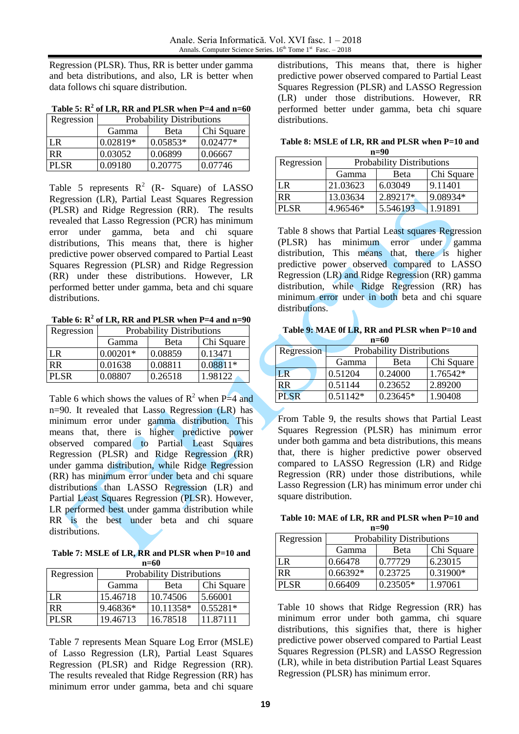Regression (PLSR). Thus, RR is better under gamma and beta distributions, and also, LR is better when data follows chi square distribution.

**Table 5: $R^2$ of LR, RR and PLSR when P=4 and n=60**

| Regression | Probability Distributions | | |
|---|---|---|---|
| | Gamma | Beta | Chi Square |
| LR | 0.02819* | 0.05853* | 0.02477* |
| RR | 0.03052 | 0.06899 | 0.06667 |
| PLSR | 0.09180 | 0.20775 | 0.07746 |

Table 5 represents $R^2$ (R- Square) of LASSO Regression (LR), Partial Least Squares Regression (PLSR) and Ridge Regression (RR). The results revealed that Lasso Regression (PCR) has minimum error under gamma, beta and chi square distributions, This means that, there is higher predictive power observed compared to Partial Least Squares Regression (PLSR) and Ridge Regression (RR) under these distributions. However, LR performed better under gamma, beta and chi square distributions.

**Table 6: $R^2$ of LR, RR and PLSR when P=4 and n=90**

| Regression | Probability Distributions | | |
|---|---|---|---|
| | Gamma | Beta | Chi Square |
| LR | 0.00201* | 0.08859 | 0.13471 |
| RR | 0.01638 | 0.08811 | 0.08811* |
| PLSR | 0.08807 | 0.26518 | 1.98122 |

Table 6 which shows the values of $R^2$ when P=4 and n=90. It revealed that Lasso Regression (LR) has minimum error under gamma distribution. This means that, there is higher predictive power observed compared to Partial Least Squares Regression (PLSR) and Ridge Regression (RR) under gamma distribution, while Ridge Regression (RR) has minimum error under beta and chi square distributions than LASSO Regression (LR) and Partial Least Squares Regression (PLSR). However, LR performed best under gamma distribution while RR is the best under beta and chi square distributions.

**Table 7: MSLE of LR, RR and PLSR when P=10 and n=60**

| Regression | Probability Distributions | | |
|---|---|---|---|
| | Gamma | Beta | Chi Square |
| LR | 15.46718 | 10.74506 | 5.66001 |
| RR | 9.46836* | 10.11358* | 0.55281* |
| PLSR | 19.46713 | 16.78518 | 11.87111 |

Table 7 represents Mean Square Log Error (MSLE) of Lasso Regression (LR), Partial Least Squares Regression (PLSR) and Ridge Regression (RR). The results revealed that Ridge Regression (RR) has minimum error under gamma, beta and chi square distributions, This means that, there is higher predictive power observed compared to Partial Least Squares Regression (PLSR) and LASSO Regression (LR) under those distributions. However, RR performed better under gamma, beta chi square distributions.

**Table 8: MSLE of LR, RR and PLSR when P=10 and n=90**

| Regression | Probability Distributions | | |
|---|---|---|---|
| | Gamma | Beta | Chi Square |
| LR | 21.03623 | 6.03049 | 9.11401 |
| RR | 13.03634 | 2.89217* | 9.08934* |
| PLSR | 4.96546* | 5.546193 | 1.91891 |

Table 8 shows that Partial Least squares Regression (PLSR) has minimum error under gamma distribution, This means that, there is higher predictive power observed compared to LASSO Regression (LR) and Ridge Regression (RR) gamma distribution, while Ridge Regression (RR) has minimum error under in both beta and chi square distributions.

**Table 9: MAE 0f LR, RR and PLSR when P=10 and n=60**

| Regression | Probability Distributions | | |
|---|---|---|---|
| | Gamma | Beta | Chi Square |
| LR | 0.51204 | 0.24000 | 1.76542* |
| RR | 0.51144 | 0.23652 | 2.89200 |
| PLSR | 0.51142* | 0.23645* | 1.90408 |

From Table 9, the results shows that Partial Least Squares Regression (PLSR) has minimum error under both gamma and beta distributions, this means that, there is higher predictive power observed compared to LASSO Regression (LR) and Ridge Regression (RR) under those distributions, while Lasso Regression (LR) has minimum error under chi square distribution.

**Table 10: MAE of LR, RR and PLSR when P=10 and n=90**

| Regression | Probability Distributions | | |
|---|---|---|---|
| | Gamma | Beta | Chi Square |
| LR | 0.66478 | 0.77729 | 6.23015 |
| RR | 0.66392* | 0.23725 | 0.31900* |
| PLSR | 0.66409 | 0.23505* | 1.97061 |

Table 10 shows that Ridge Regression (RR) has minimum error under both gamma, chi square distributions, this signifies that, there is higher predictive power observed compared to Partial Least Squares Regression (PLSR) and LASSO Regression (LR), while in beta distribution Partial Least Squares Regression (PLSR) has minimum error.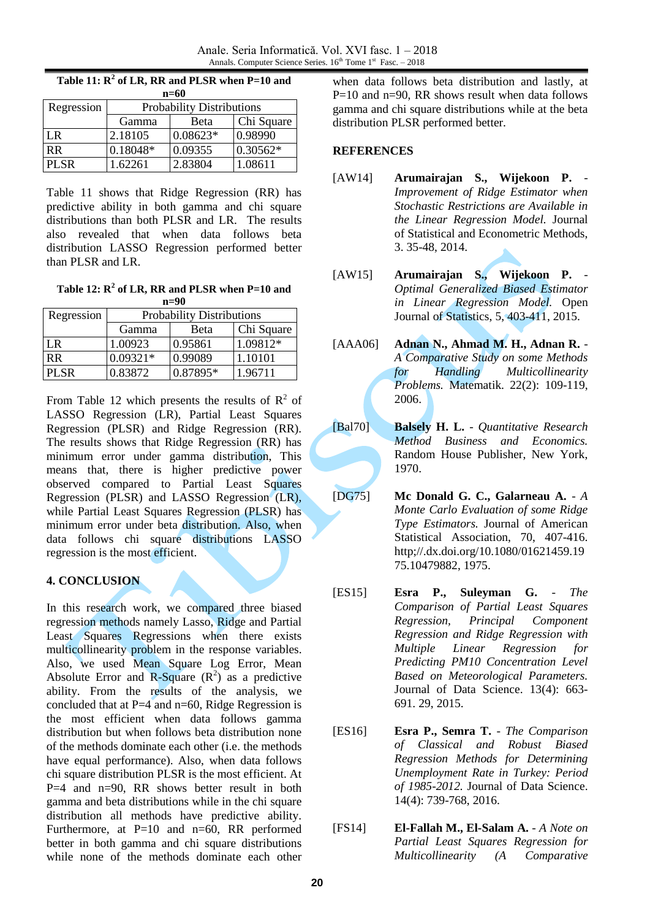**Table 11: $R^2$ of LR, RR and PLSR when P=10 and n=60**

| Regression | Probability Distributions | | |
|---|---|---|---|
| | Gamma | Beta | Chi Square |
| LR | 2.18105 | 0.08623* | 0.98990 |
| RR | 0.18048* | 0.09355 | 0.30562* |
| PLSR | 1.62261 | 2.83804 | 1.08611 |

Table 11 shows that Ridge Regression (RR) has predictive ability in both gamma and chi square distributions than both PLSR and LR. The results also revealed that when data follows beta distribution LASSO Regression performed better than PLSR and LR.

**Table 12: $R^2$ of LR, RR and PLSR when P=10 and n=90**

| Regression | Probability Distributions | | |
|---|---|---|---|
| | Gamma | Beta | Chi Square |
| LR | 1.00923 | 0.95861 | 1.09812* |
| RR | 0.09321* | 0.99089 | 1.10101 |
| PLSR | 0.83872 | 0.87895* | 1.96711 |

From Table 12 which presents the results of $R^2$ of LASSO Regression (LR), Partial Least Squares Regression (PLSR) and Ridge Regression (RR). The results shows that Ridge Regression (RR) has minimum error under gamma distribution, This means that, there is higher predictive power observed compared to Partial Least Squares Regression (PLSR) and LASSO Regression (LR), while Partial Least Squares Regression (PLSR) has minimum error under beta distribution. Also, when data follows chi square distributions LASSO regression is the most efficient.

## 4. CONCLUSION

In this research work, we compared three biased regression methods namely Lasso, Ridge and Partial Least Squares Regressions when there exists multicollinearity problem in the response variables. Also, we used Mean Square Log Error, Mean Absolute Error and R-Square ($R^2$) as a predictive ability. From the results of the analysis, we concluded that at P=4 and n=60, Ridge Regression is the most efficient when data follows gamma distribution but when follows beta distribution none of the methods dominate each other (i.e. the methods have equal performance). Also, when data follows chi square distribution PLSR is the most efficient. At P=4 and n=90, RR shows better result in both gamma and beta distributions while in the chi square distribution all methods have predictive ability. Furthermore, at P=10 and n=60, RR performed better in both gamma and chi square distributions while none of the methods dominate each other when data follows beta distribution and lastly, at P=10 and n=90, RR shows result when data follows gamma and chi square distributions while at the beta distribution PLSR performed better.

## REFERENCES

[AW14] **Arumairajan S., Wijekoon P.** - *Improvement of Ridge Estimator when Stochastic Restrictions are Available in the Linear Regression Model.* Journal of Statistical and Econometric Methods, 3. 35-48, 2014.

[AW15] **Arumairajan S., Wijekoon P.** - *Optimal Generalized Biased Estimator in Linear Regression Model.* Open Journal of Statistics, 5, 403-411, 2015.

[AAA06] **Adnan N., Ahmad M. H., Adnan R.** - *A Comparative Study on some Methods for Handling Multicollinearity Problems.* Matematik. 22(2): 109-119, 2006.

[Bal70] **Balsely H. L.** - *Quantitative Research Method Business and Economics.* Random House Publisher, New York, 1970.

[DG75] **Mc Donald G. C., Galarneau A.** - *A Monte Carlo Evaluation of some Ridge Type Estimators.* Journal of American Statistical Association, 70, 407-416. http;//.dx.doi.org/10.1080/01621459.1975.10479882, 1975.

[ES15] **Esra P., Suleyman G.** - *The Comparison of Partial Least Squares Regression, Principal Component Regression and Ridge Regression with Multiple Linear Regression for Predicting PM10 Concentration Level Based on Meteorological Parameters.* Journal of Data Science. 13(4): 663-691. 29, 2015.

[ES16] **Esra P., Semra T.** - *The Comparison of Classical and Robust Biased Regression Methods for Determining Unemployment Rate in Turkey: Period of 1985-2012.* Journal of Data Science. 14(4): 739-768, 2016.

[FS14] **El-Fallah M., El-Salam A.** - *A Note on Partial Least Squares Regression for Multicollinearity (A Comparative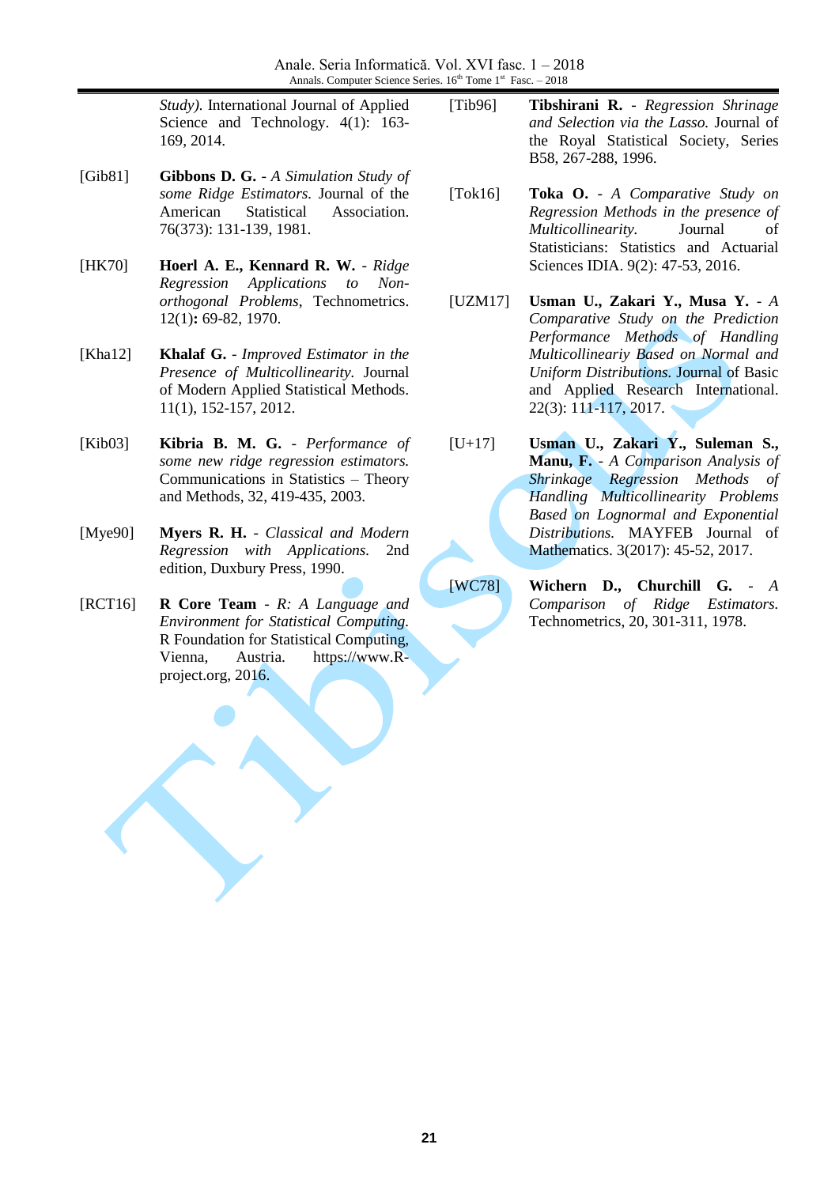*Study)*. International Journal of Applied Science and Technology. 4(1): 163-169, 2014.

[Gib81] **Gibbons D. G.** - *A Simulation Study of some Ridge Estimators.* Journal of the American Statistical Association. 76(373): 131-139, 1981.

[HK70] **Hoerl A. E., Kennard R. W.** - *Ridge Regression Applications to Non-orthogonal Problems*, Technometrics. 12(1)**:** 69-82, 1970.

[Kha12] **Khalaf G.** - *Improved Estimator in the Presence of Multicollinearity.* Journal of Modern Applied Statistical Methods. 11(1), 152-157, 2012.

[Kib03] **Kibria B. M. G.** - *Performance of some new ridge regression estimators.* Communications in Statistics – Theory and Methods, 32, 419-435, 2003.

[Mye90] **Myers R. H.** - *Classical and Modern Regression with Applications.* 2nd edition, Duxbury Press, 1990.

[RCT16] **R Core Team** - *R: A Language and Environment for Statistical Computing.* R Foundation for Statistical Computing, Vienna, Austria. https://www.R-project.org, 2016.

[Tib96] **Tibshirani R.** - *Regression Shrinage and Selection via the Lasso.* Journal of the Royal Statistical Society, Series B58, 267-288, 1996.

[Tok16] **Toka O.** - *A Comparative Study on Regression Methods in the presence of Multicollinearity.* Journal of Statisticians: Statistics and Actuarial Sciences IDIA. 9(2): 47-53, 2016.

[UZM17] **Usman U., Zakari Y., Musa Y.** - *A Comparative Study on the Prediction Performance Methods of Handling Multicollineariy Based on Normal and Uniform Distributions.* Journal of Basic and Applied Research International. 22(3): 111-117, 2017.

[U+17] **Usman U., Zakari Y., Suleman S., Manu, F.** - *A Comparison Analysis of Shrinkage Regression Methods of Handling Multicollinearity Problems Based on Lognormal and Exponential Distributions.* MAYFEB Journal of Mathematics. 3(2017): 45-52, 2017.

[WC78] **Wichern D., Churchill G.** - *A Comparison of Ridge Estimators.* Technometrics, 20, 301-311, 1978.